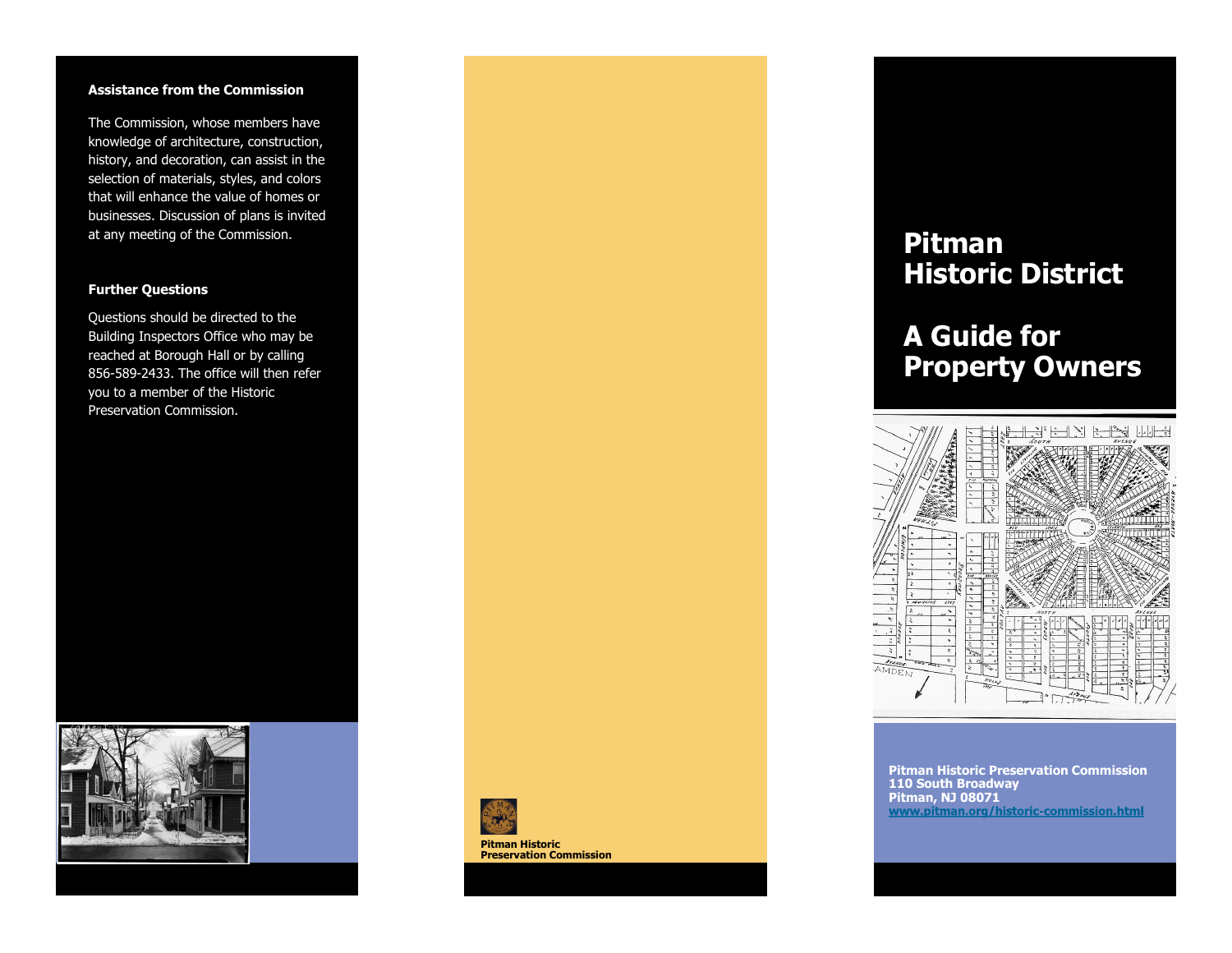### Assistance from the Commission

The Commission, whose members have knowledge of architecture, construction, history, and decoration, can assist in the selection of materials, styles, and colors that will enhance the value of homes or businesses. Discussion of plans is invited at any meeting of the Commission.

### Further Questions

Questions should be directed to the Building Inspectors Office who may be reached at Borough Hall or by calling 856-589-2433. The office will then refer you to a member of the Historic Preservation Commission.

**Pitman Historic Preservation Commission**

# Pitman Historic District

# A Guide for Property Owners

**Pitman Historic Preservation Commission**
**110 South Broadway**
**Pitman, NJ 08071**
**www.pitman.org/historic-commission.html**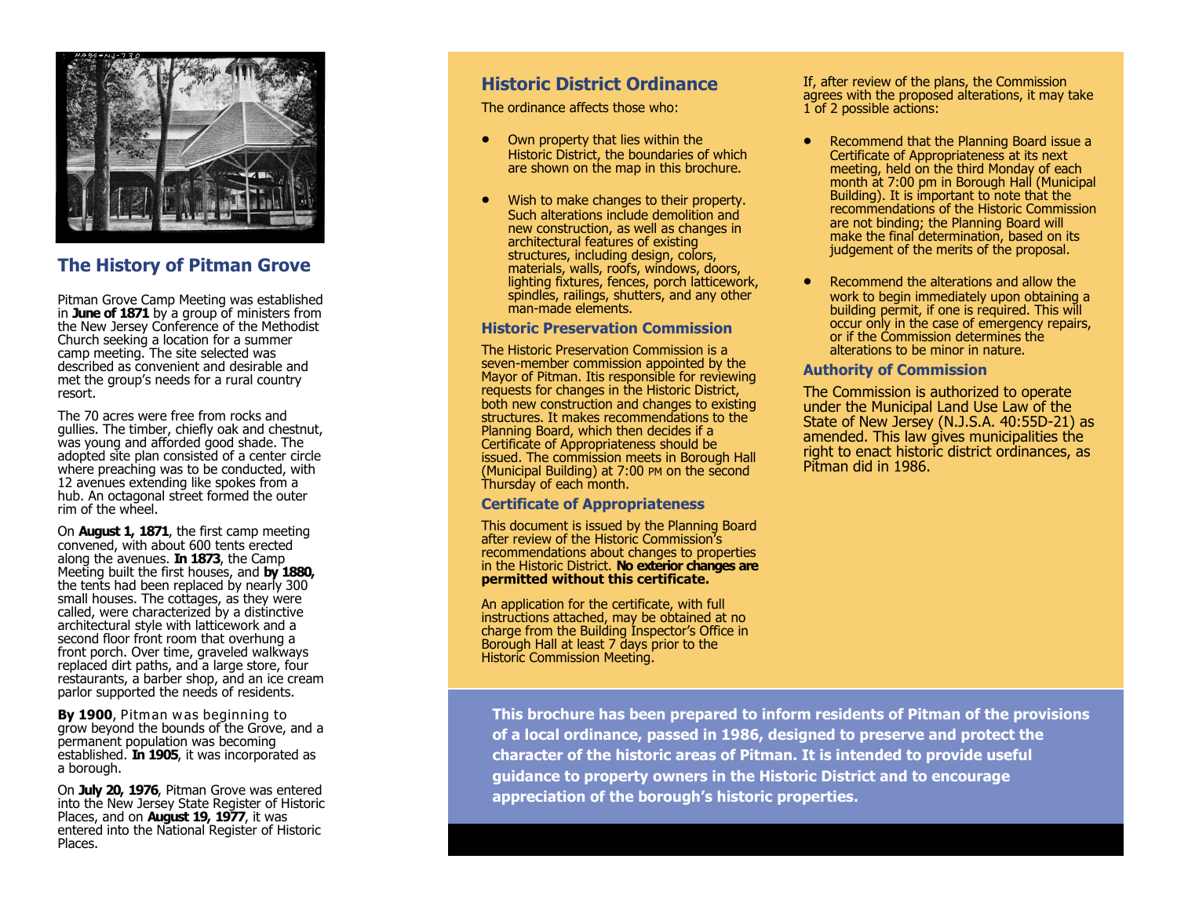## The History of Pitman Grove

Pitman Grove Camp Meeting was established in **June of 1871** by a group of ministers from the New Jersey Conference of the Methodist Church seeking a location for a summer camp meeting. The site selected was described as convenient and desirable and met the group's needs for a rural country resort.

The 70 acres were free from rocks and gullies. The timber, chiefly oak and chestnut, was young and afforded good shade. The adopted site plan consisted of a center circle where preaching was to be conducted, with 12 avenues extending like spokes from a hub. An octagonal street formed the outer rim of the wheel.

On **August 1, 1871**, the first camp meeting convened, with about 600 tents erected along the avenues. **In 1873**, the Camp Meeting built the first houses, and **by 1880,** the tents had been replaced by nearly 300 small houses. The cottages, as they were called, were characterized by a distinctive architectural style with latticework and a second floor front room that overhung a front porch. Over time, graveled walkways replaced dirt paths, and a large store, four restaurants, a barber shop, and an ice cream parlor supported the needs of residents.

**By 1900**, Pitman was beginning to grow beyond the bounds of the Grove, and a permanent population was becoming established. **In 1905**, it was incorporated as a borough.

On **July 20, 1976**, Pitman Grove was entered into the New Jersey State Register of Historic Places, and on **August 19, 1977**, it was entered into the National Register of Historic Places.

## Historic District Ordinance

The ordinance affects those who:

- Own property that lies within the Historic District, the boundaries of which are shown on the map in this brochure.
- Wish to make changes to their property. Such alterations include demolition and new construction, as well as changes in architectural features of existing structures, including design, colors, materials, walls, roofs, windows, doors, lighting fixtures, fences, porch latticework, spindles, railings, shutters, and any other man-made elements.

### Historic Preservation Commission

The Historic Preservation Commission is a seven-member commission appointed by the Mayor of Pitman. Itis responsible for reviewing requests for changes in the Historic District, both new construction and changes to existing structures. It makes recommendations to the Planning Board, which then decides if a Certificate of Appropriateness should be issued. The commission meets in Borough Hall (Municipal Building) at 7:00 PM on the second Thursday of each month.

### Certificate of Appropriateness

This document is issued by the Planning Board after review of the Historic Commission's recommendations about changes to properties in the Historic District. **No exterior changes are permitted without this certificate.**

An application for the certificate, with full instructions attached, may be obtained at no charge from the Building Inspector's Office in Borough Hall at least 7 days prior to the Historic Commission Meeting.

If, after review of the plans, the Commission agrees with the proposed alterations, it may take 1 of 2 possible actions:

- Recommend that the Planning Board issue a Certificate of Appropriateness at its next meeting, held on the third Monday of each month at 7:00 pm in Borough Hall (Municipal Building). It is important to note that the recommendations of the Historic Commission are not binding; the Planning Board will make the final determination, based on its judgement of the merits of the proposal.
- Recommend the alterations and allow the work to begin immediately upon obtaining a building permit, if one is required. This will occur only in the case of emergency repairs, or if the Commission determines the alterations to be minor in nature.

### Authority of Commission

The Commission is authorized to operate under the Municipal Land Use Law of the State of New Jersey (N.J.S.A. 40:55D-21) as amended. This law gives municipalities the right to enact historic district ordinances, as Pitman did in 1986.

**This brochure has been prepared to inform residents of Pitman of the provisions of a local ordinance, passed in 1986, designed to preserve and protect the character of the historic areas of Pitman. It is intended to provide useful guidance to property owners in the Historic District and to encourage appreciation of the borough's historic properties.**